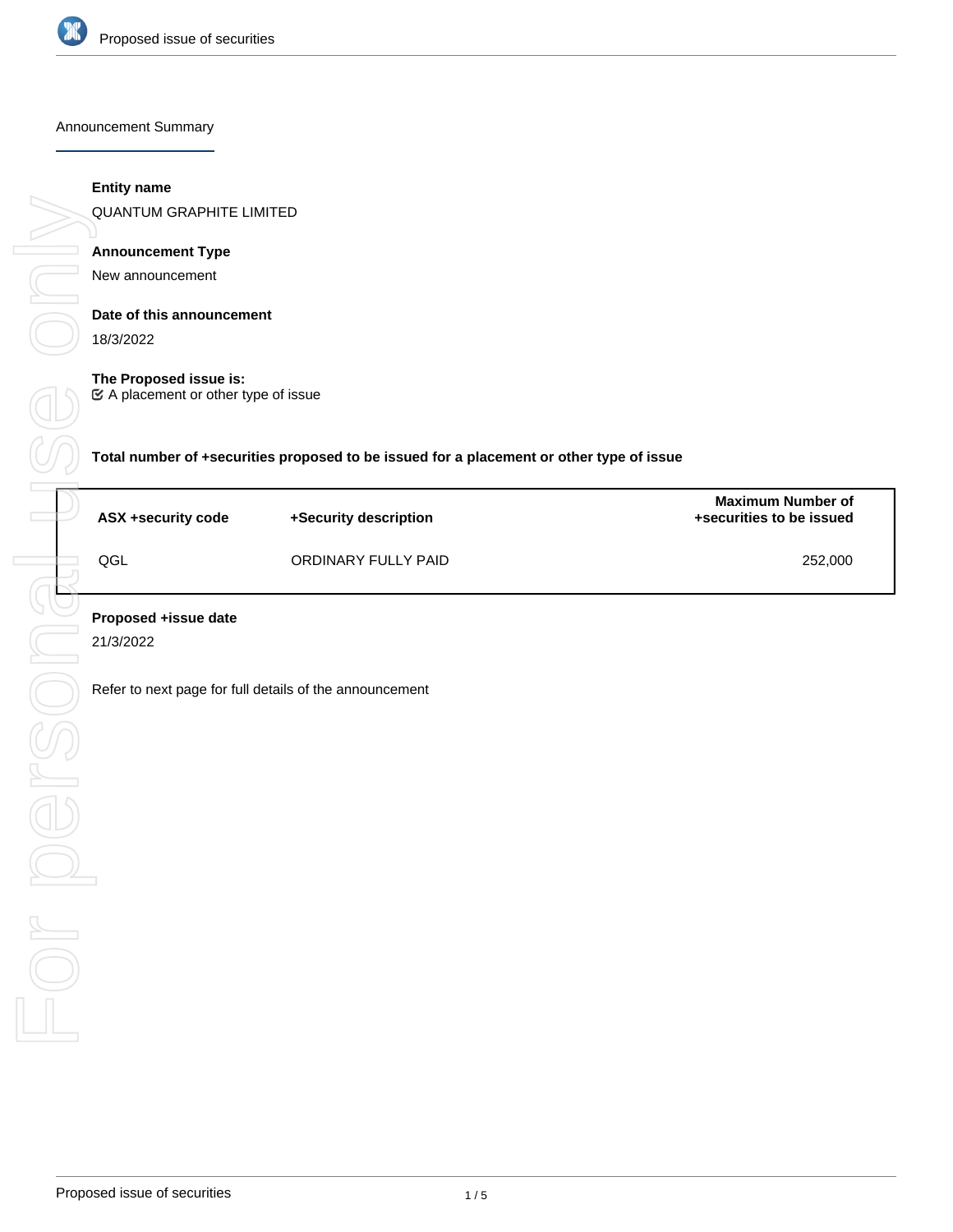Announcement Summary

**Entity name**

QUANTUM GRAPHITE LIMITED

**Announcement Type**

New announcement

**Date of this announcement**

18/3/2022

**The Proposed issue is:**

☑ A placement or other type of issue

**Total number of +securities proposed to be issued for a placement or other type of issue**

| ASX +security code | +Security description | Maximum Number of +securities to be issued |
|---|---|---|
| QGL | ORDINARY FULLY PAID | 252,000 |

**Proposed +issue date**

21/3/2022

Refer to next page for full details of the announcement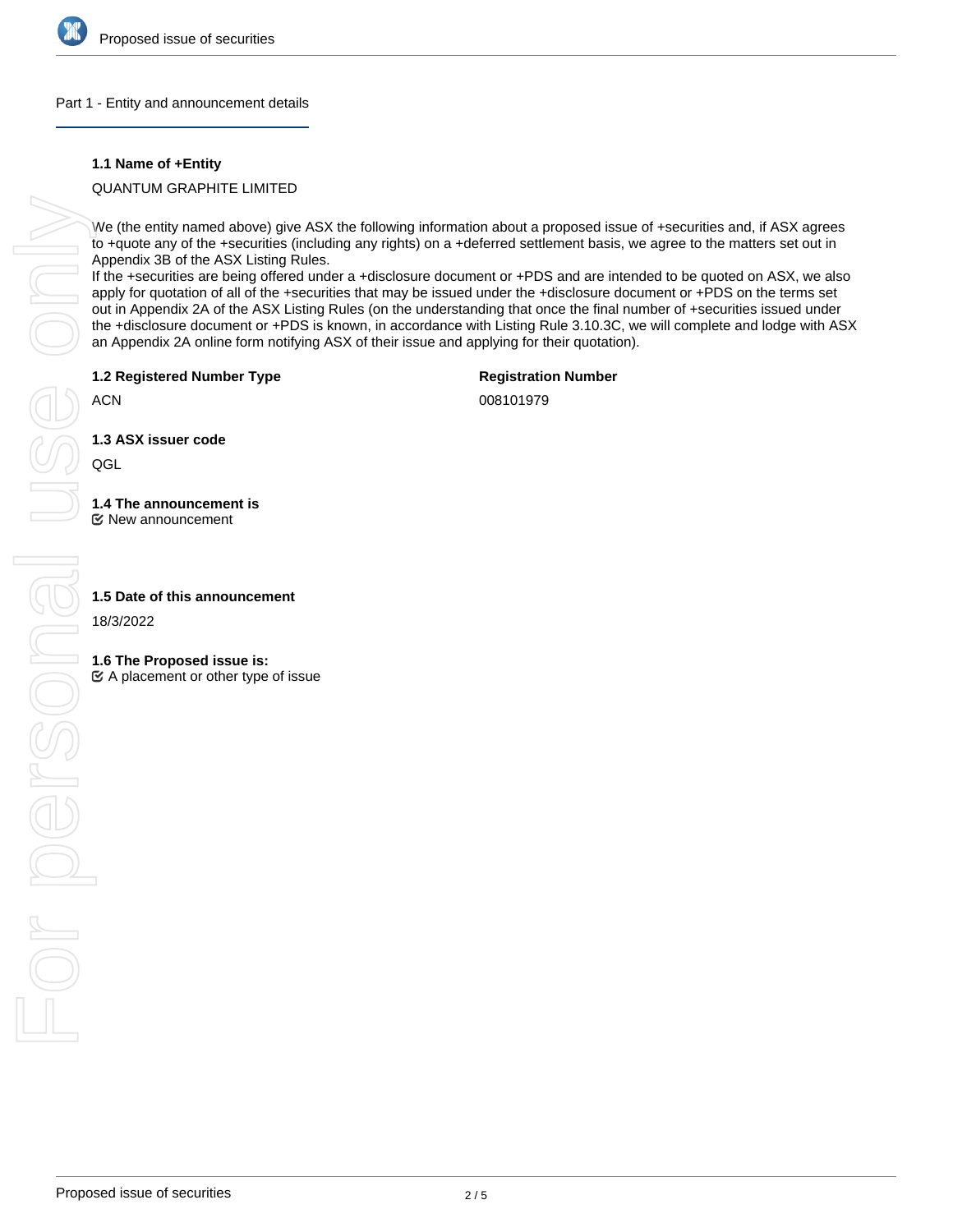## Part 1 - Entity and announcement details

**1.1 Name of +Entity**

QUANTUM GRAPHITE LIMITED

We (the entity named above) give ASX the following information about a proposed issue of +securities and, if ASX agrees to +quote any of the +securities (including any rights) on a +deferred settlement basis, we agree to the matters set out in Appendix 3B of the ASX Listing Rules.
If the +securities are being offered under a +disclosure document or +PDS and are intended to be quoted on ASX, we also apply for quotation of all of the +securities that may be issued under the +disclosure document or +PDS on the terms set out in Appendix 2A of the ASX Listing Rules (on the understanding that once the final number of +securities issued under the +disclosure document or +PDS is known, in accordance with Listing Rule 3.10.3C, we will complete and lodge with ASX an Appendix 2A online form notifying ASX of their issue and applying for their quotation).

**1.2 Registered Number Type**

ACN

**Registration Number**

008101979

**1.3 ASX issuer code**

QGL

**1.4 The announcement is**

☑ New announcement

**1.5 Date of this announcement**

18/3/2022

**1.6 The Proposed issue is:**

☑ A placement or other type of issue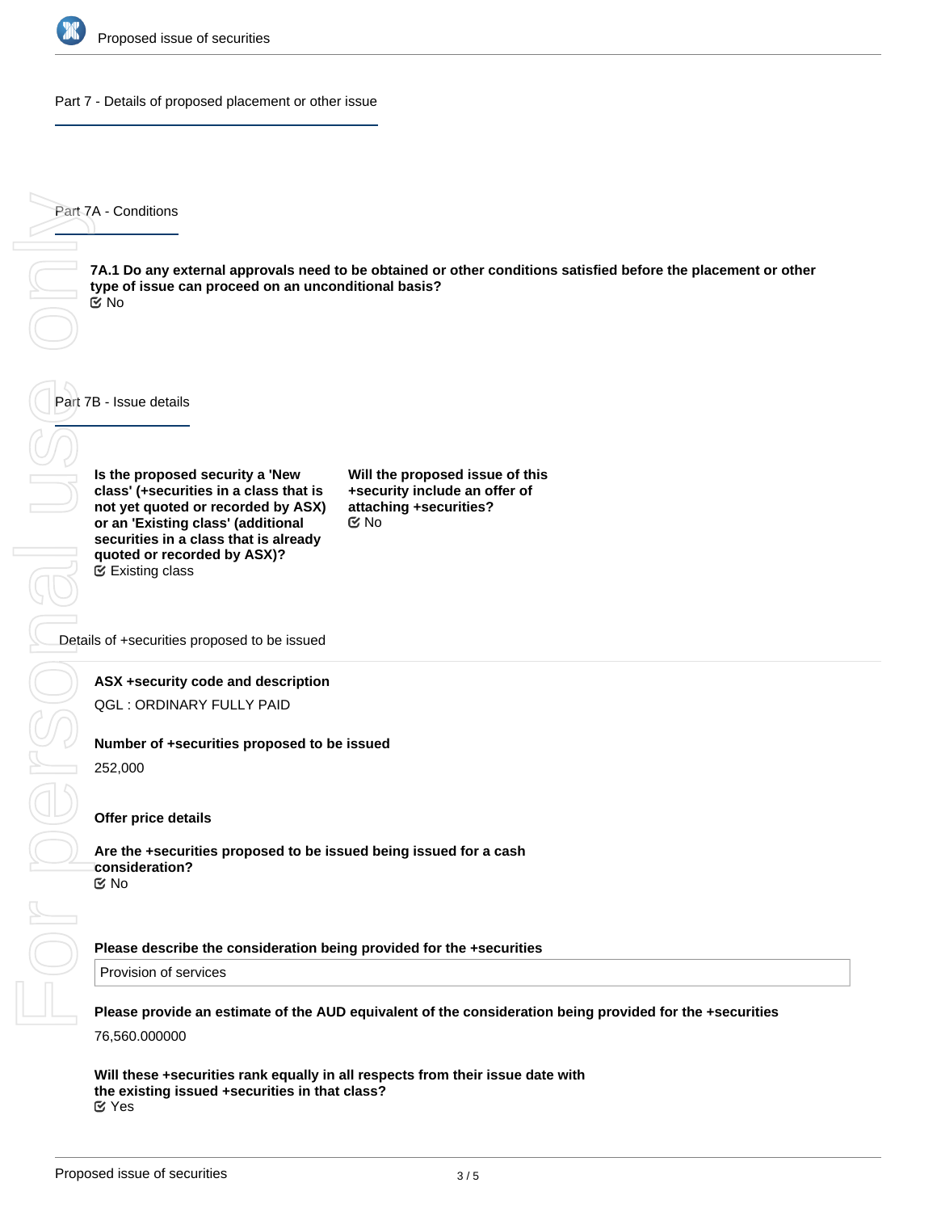## Part 7 - Details of proposed placement or other issue

### Part 7A - Conditions

**7A.1 Do any external approvals need to be obtained or other conditions satisfied before the placement or other type of issue can proceed on an unconditional basis?**
No

### Part 7B - Issue details

**Is the proposed security a 'New class' (+securities in a class that is not yet quoted or recorded by ASX) or an 'Existing class' (additional securities in a class that is already quoted or recorded by ASX)?**
Existing class

**Will the proposed issue of this +security include an offer of attaching +securities?**
No

#### Details of +securities proposed to be issued

**ASX +security code and description**

QGL : ORDINARY FULLY PAID

**Number of +securities proposed to be issued**

252,000

**Offer price details**

**Are the +securities proposed to be issued being issued for a cash consideration?**
No

**Please describe the consideration being provided for the +securities**

Provision of services

**Please provide an estimate of the AUD equivalent of the consideration being provided for the +securities**

76,560.000000

**Will these +securities rank equally in all respects from their issue date with the existing issued +securities in that class?**
Yes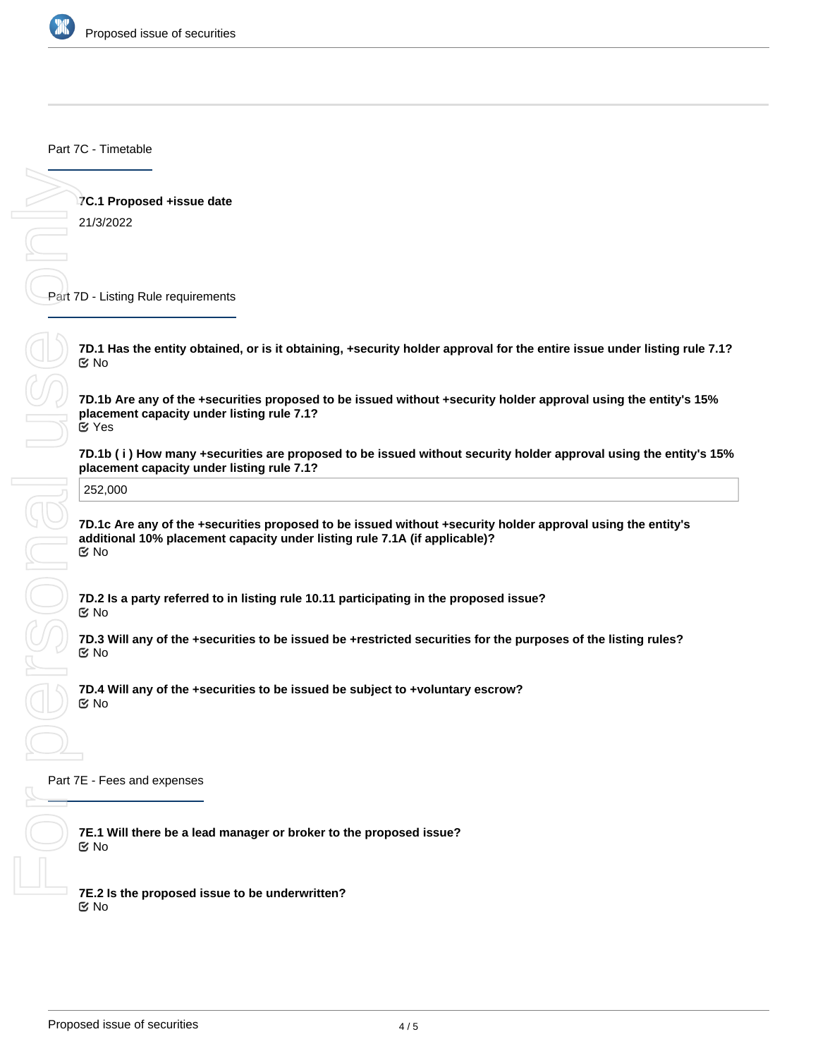## Part 7C - Timetable

**7C.1 Proposed +issue date**

21/3/2022

## Part 7D - Listing Rule requirements

**7D.1 Has the entity obtained, or is it obtaining, +security holder approval for the entire issue under listing rule 7.1?**

No

**7D.1b Are any of the +securities proposed to be issued without +security holder approval using the entity's 15% placement capacity under listing rule 7.1?**

Yes

**7D.1b ( i ) How many +securities are proposed to be issued without security holder approval using the entity's 15% placement capacity under listing rule 7.1?**

252,000

**7D.1c Are any of the +securities proposed to be issued without +security holder approval using the entity's additional 10% placement capacity under listing rule 7.1A (if applicable)?**

No

**7D.2 Is a party referred to in listing rule 10.11 participating in the proposed issue?**

No

**7D.3 Will any of the +securities to be issued be +restricted securities for the purposes of the listing rules?**

No

**7D.4 Will any of the +securities to be issued be subject to +voluntary escrow?**

No

## Part 7E - Fees and expenses

**7E.1 Will there be a lead manager or broker to the proposed issue?**

No

**7E.2 Is the proposed issue to be underwritten?**

No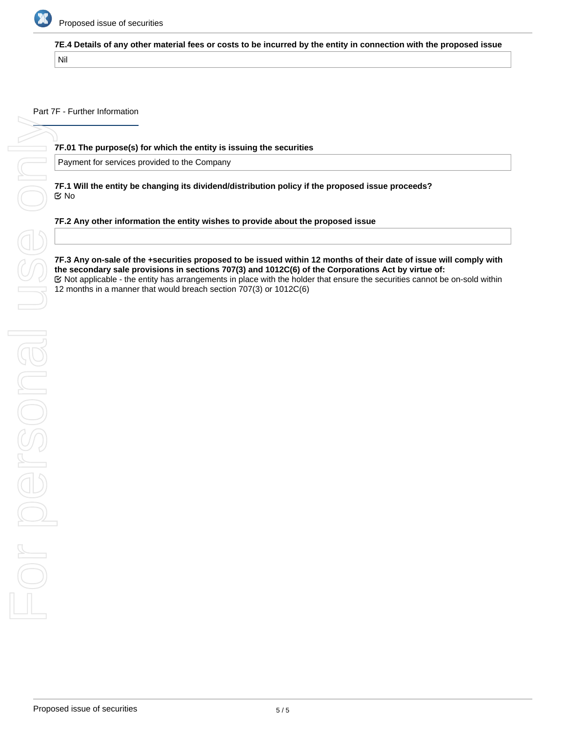**7E.4 Details of any other material fees or costs to be incurred by the entity in connection with the proposed issue**

Nil

## Part 7F - Further Information

**7F.01 The purpose(s) for which the entity is issuing the securities**

Payment for services provided to the Company

**7F.1 Will the entity be changing its dividend/distribution policy if the proposed issue proceeds?**

☑ No

**7F.2 Any other information the entity wishes to provide about the proposed issue**

**7F.3 Any on-sale of the +securities proposed to be issued within 12 months of their date of issue will comply with the secondary sale provisions in sections 707(3) and 1012C(6) of the Corporations Act by virtue of:**

☑ Not applicable - the entity has arrangements in place with the holder that ensure the securities cannot be on-sold within 12 months in a manner that would breach section 707(3) or 1012C(6)